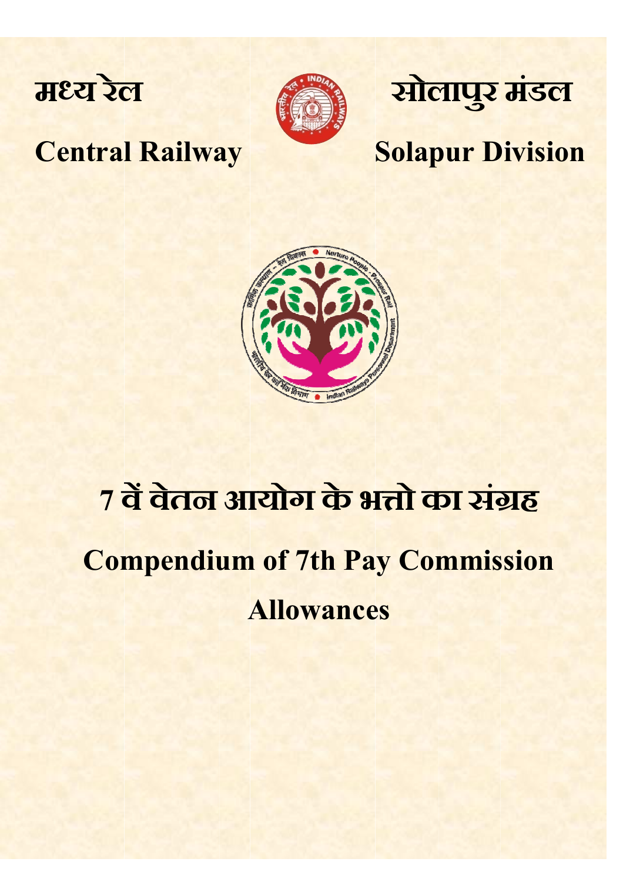मध्य रेल

**Central Railway**

सोलापुर मंडल

**Solapur Division**

# 7 वें वेतन आयोग के भत्तो का संग्रह

# Compendium of 7th Pay Commission Allowances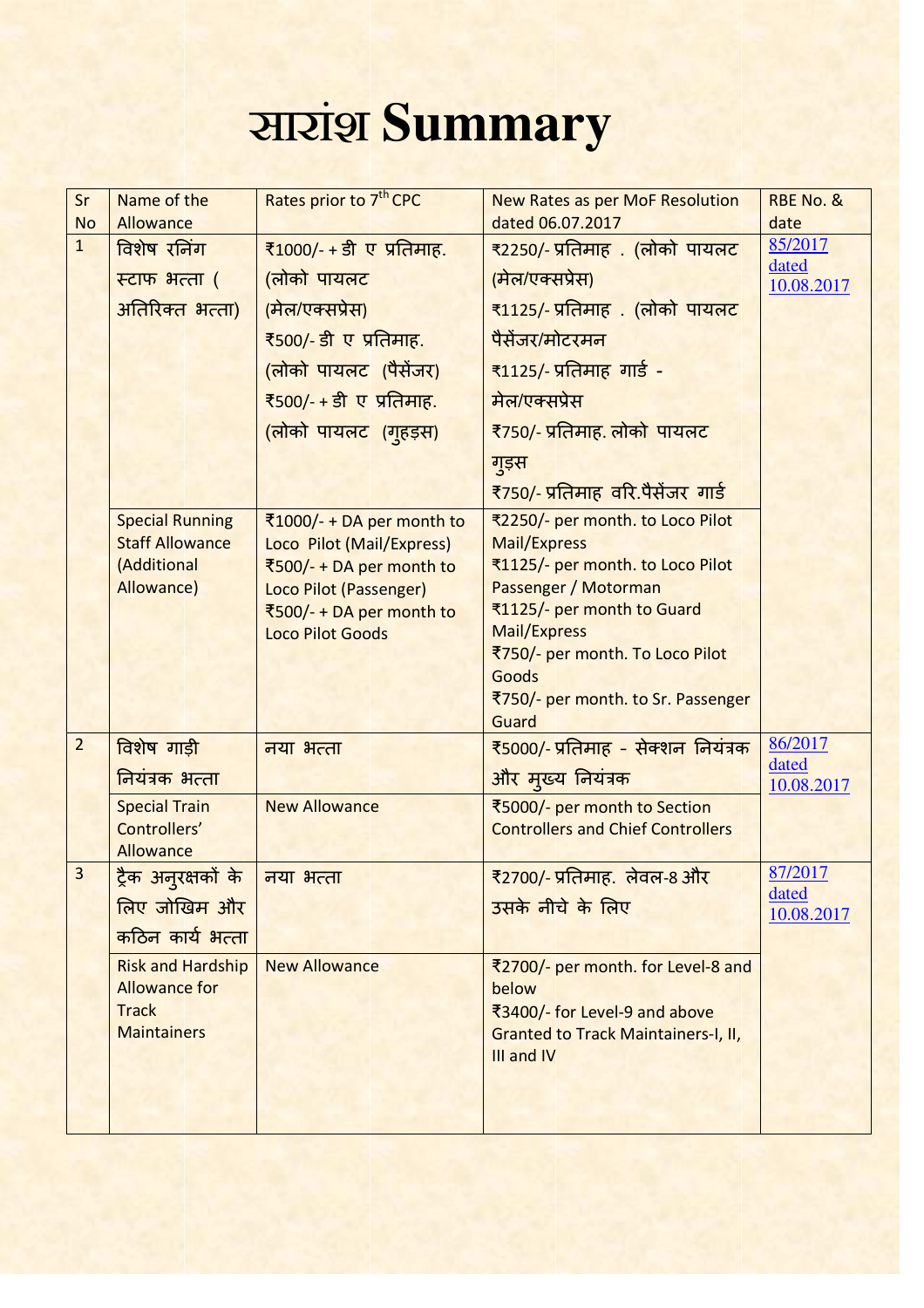# सारांश Summary

| Sr No | Name of the Allowance | Rates prior to 7th CPC | New Rates as per MoF Resolution dated 06.07.2017 | RBE No. & date |
|---|---|---|---|---|
| 1 | विशेष रनिंग स्टाफ भत्ता ( अतिरिक्त भत्ता) | ₹1000/- + डी ए प्रतिमाह. (लोको पायलट (मेल/एक्सप्रेस) ₹500/- डी ए प्रतिमाह. (लोको पायलट (पैसेंजर) ₹500/- + डी ए प्रतिमाह. (लोको पायलट (गुड्स) | ₹2250/- प्रतिमाह . (लोको पायलट (मेल/एक्सप्रेस) ₹1125/- प्रतिमाह . (लोको पायलट पैसेंजर/मोटरमन ₹1125/- प्रतिमाह गार्ड - मेल/एक्सप्रेस ₹750/- प्रतिमाह. लोको पायलट गुड्स ₹750/- प्रतिमाह वरि.पैसेंजर गार्ड | 85/2017 dated 10.08.2017 |
| | Special Running Staff Allowance (Additional Allowance) | ₹1000/- + DA per month to Loco Pilot (Mail/Express) ₹500/- + DA per month to Loco Pilot (Passenger) ₹500/- + DA per month to Loco Pilot Goods | ₹2250/- per month. to Loco Pilot Mail/Express ₹1125/- per month. to Loco Pilot Passenger / Motorman ₹1125/- per month to Guard Mail/Express ₹750/- per month. To Loco Pilot Goods ₹750/- per month. to Sr. Passenger Guard | |
| 2 | विशेष गाड़ी नियंत्रक भत्ता | नया भत्ता | ₹5000/- प्रतिमाह - सेक्शन नियंत्रक और मुख्य नियंत्रक | 86/2017 dated 10.08.2017 |
| | Special Train Controllers' Allowance | New Allowance | ₹5000/- per month to Section Controllers and Chief Controllers | |
| 3 | ट्रैक अनुरक्षकों के लिए जोखिम और कठिन कार्य भत्ता | नया भत्ता | ₹2700/- प्रतिमाह. लेवल-8 और उसके नीचे के लिए | 87/2017 dated 10.08.2017 |
| | Risk and Hardship Allowance for Track Maintainers | New Allowance | ₹2700/- per month. for Level-8 and below ₹3400/- for Level-9 and above Granted to Track Maintainers-I, II, III and IV | |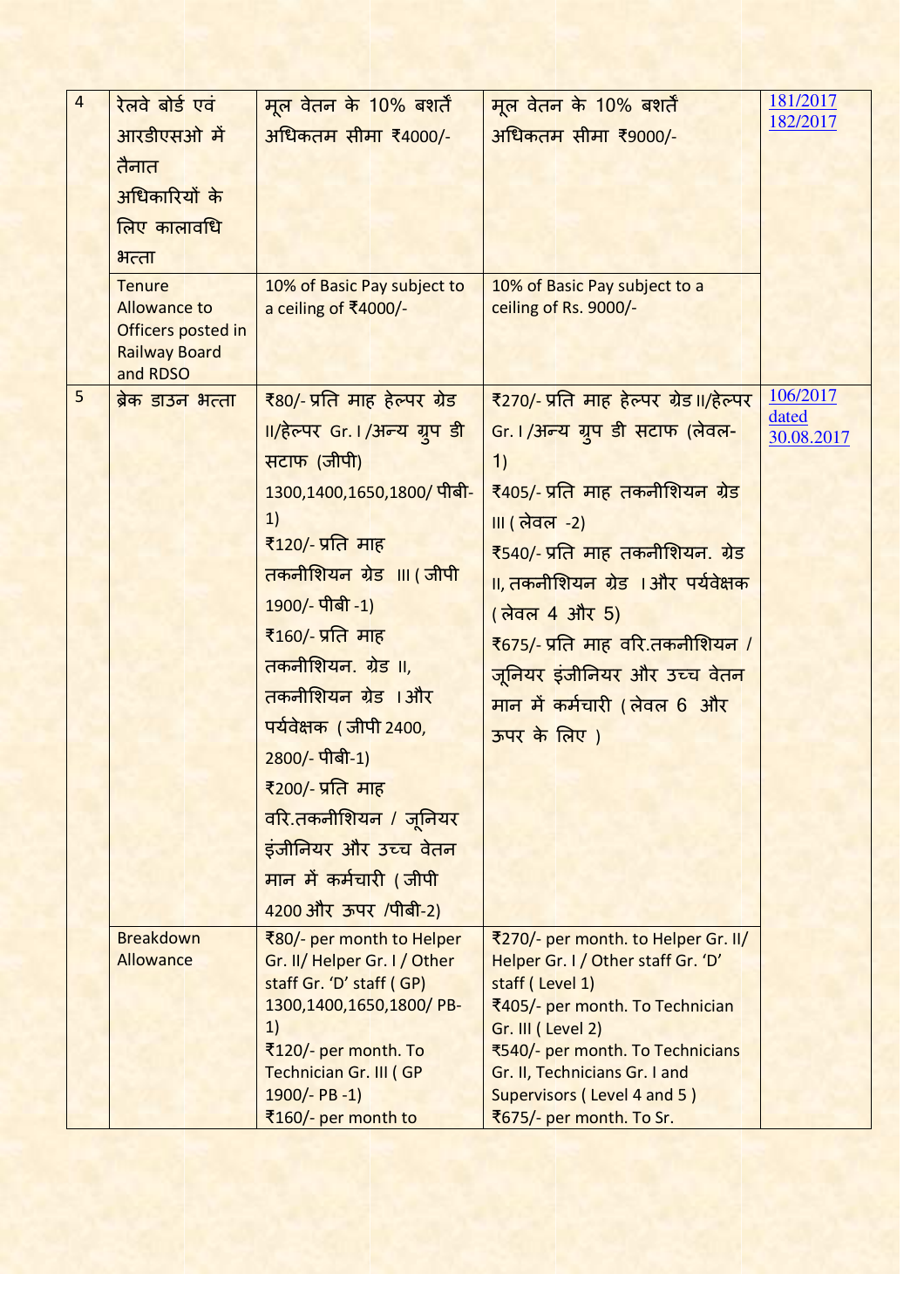| 4 | रेलवे बोर्ड एवं आरडीएसओ में तैनात अधिकारियों के लिए कालावधि भत्ता | मूल वेतन के 10% बशर्ते अधिकतम सीमा ₹4000/- | मूल वेतन के 10% बशर्ते अधिकतम सीमा ₹9000/- | 181/2017 182/2017 |
|---|---|---|---|---|
| | Tenure Allowance to Officers posted in Railway Board and RDSO | 10% of Basic Pay subject to a ceiling of ₹4000/- | 10% of Basic Pay subject to a ceiling of Rs. 9000/- | |
| 5 | ब्रेक डाउन भत्ता | ₹80/- प्रति माह हेल्पर ग्रेड II/हेल्पर Gr. I /अन्य ग्रुप डी सटाफ (जीपी) 1300,1400,1650,1800/ पीबी-1)<br>₹120/- प्रति माह तकनीशियन ग्रेड III ( जीपी 1900/- पीबी -1)<br>₹160/- प्रति माह तकनीशियन. ग्रेड II, तकनीशियन ग्रेड I और पर्यवेक्षक ( जीपी 2400, 2800/- पीबी-1)<br>₹200/- प्रति माह वरि.तकनीशियन / जूनियर इंजीनियर और उच्च वेतन मान में कर्मचारी ( जीपी 4200 और ऊपर /पीबी-2) | ₹270/- प्रति माह हेल्पर ग्रेड II/हेल्पर Gr. I /अन्य ग्रुप डी सटाफ (लेवल-1)<br>₹405/- प्रति माह तकनीशियन ग्रेड III ( लेवल -2)<br>₹540/- प्रति माह तकनीशियन. ग्रेड II, तकनीशियन ग्रेड I और पर्यवेक्षक ( लेवल 4 और 5)<br>₹675/- प्रति माह वरि.तकनीशियन / जूनियर इंजीनियर और उच्च वेतन मान में कर्मचारी ( लेवल 6 और ऊपर के लिए ) | 106/2017 dated 30.08.2017 |
| | Breakdown Allowance | ₹80/- per month to Helper Gr. II/ Helper Gr. I / Other staff Gr. 'D' staff ( GP) 1300,1400,1650,1800/ PB-1)<br>₹120/- per month. To Technician Gr. III ( GP 1900/- PB -1)<br>₹160/- per month to | ₹270/- per month. to Helper Gr. II/ Helper Gr. I / Other staff Gr. 'D' staff ( Level 1)<br>₹405/- per month. To Technician Gr. III ( Level 2)<br>₹540/- per month. To Technicians Gr. II, Technicians Gr. I and Supervisors ( Level 4 and 5 )<br>₹675/- per month. To Sr. | |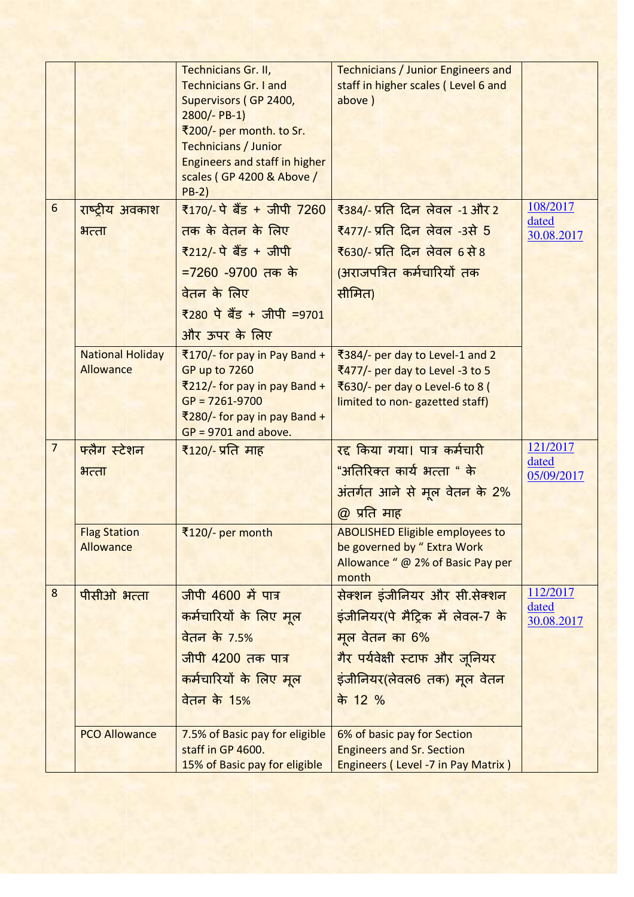| | | | | |
|---|---|---|---|---|
| | | Technicians Gr. II, Technicians Gr. I and Supervisors ( GP 2400, 2800/- PB-1) ₹200/- per month. to Sr. Technicians / Junior Engineers and staff in higher scales ( GP 4200 & Above / PB-2) | Technicians / Junior Engineers and staff in higher scales ( Level 6 and above ) | |
| 6 | राष्ट्रीय अवकाश भत्ता | ₹170/- पे बैंड + जीपी 7260 तक के वेतन के लिए ₹212/- पे बैंड + जीपी =7260 -9700 तक के वेतन के लिए ₹280 पे बैंड + जीपी =9701 और ऊपर के लिए | ₹384/- प्रति दिन लेवल -1 और 2 ₹477/- प्रति दिन लेवल -3से 5 ₹630/- प्रति दिन लेवल 6 से 8 (अराजपत्रित कर्मचारियों तक सीमित) | 108/2017 dated 30.08.2017 |
| | National Holiday Allowance | ₹170/- for pay in Pay Band + GP up to 7260 ₹212/- for pay in pay Band + GP = 7261-9700 ₹280/- for pay in pay Band + GP = 9701 and above. | ₹384/- per day to Level-1 and 2 ₹477/- per day to Level -3 to 5 ₹630/- per day o Level-6 to 8 ( limited to non- gazetted staff) | |
| 7 | फ्लैग स्टेशन भत्ता | ₹120/- प्रति माह | रद्द किया गया। पात्र कर्मचारी "अतिरिक्त कार्य भत्ता " के अंतर्गत आने से मूल वेतन के 2% @ प्रति माह | 121/2017 dated 05/09/2017 |
| | Flag Station Allowance | ₹120/- per month | ABOLISHED Eligible employees to be governed by " Extra Work Allowance " @ 2% of Basic Pay per month | |
| 8 | पीसीओ भत्ता | जीपी 4600 में पात्र कर्मचारियों के लिए मूल वेतन के 7.5% जीपी 4200 तक पात्र कर्मचारियों के लिए मूल वेतन के 15% | सेक्शन इंजीनियर और सी.सेक्शन इंजीनियर(पे मैट्रिक में लेवल-7 के मूल वेतन का 6% गैर पर्यवेक्षी स्टाफ और जूनियर इंजीनियर(लेवल6 तक) मूल वेतन के 12 % | 112/2017 dated 30.08.2017 |
| | PCO Allowance | 7.5% of Basic pay for eligible staff in GP 4600. 15% of Basic pay for eligible | 6% of basic pay for Section Engineers and Sr. Section Engineers ( Level -7 in Pay Matrix ) | |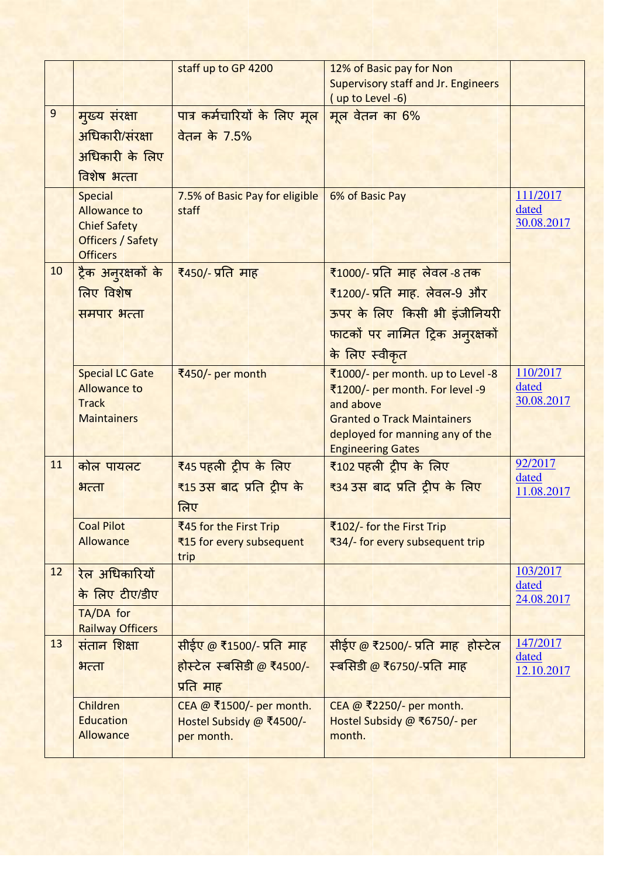| | | staff up to GP 4200 | 12% of Basic pay for Non Supervisory staff and Jr. Engineers ( up to Level -6) | |
|---|---|---|---|---|
| 9 | मुख्य संरक्षा अधिकारी/संरक्षा अधिकारी के लिए विशेष भत्ता | पात्र कर्मचारियों के लिए मूल वेतन के 7.5% | मूल वेतन का 6% | |
| | Special Allowance to Chief Safety Officers / Safety Officers | 7.5% of Basic Pay for eligible staff | 6% of Basic Pay | 111/2017 dated 30.08.2017 |
| 10 | ट्रैक अनुरक्षकों के लिए विशेष समपार भत्ता | ₹450/- प्रति माह | ₹1000/- प्रति माह लेवल -8 तक ₹1200/- प्रति माह. लेवल-9 और ऊपर के लिए किसी भी इंजीनियरी फाटकों पर नामित ट्रिक अनुरक्षकों के लिए स्वीकृत | |
| | Special LC Gate Allowance to Track Maintainers | ₹450/- per month | ₹1000/- per month. up to Level -8 ₹1200/- per month. For level -9 and above Granted o Track Maintainers deployed for manning any of the Engineering Gates | 110/2017 dated 30.08.2017 |
| 11 | कोल पायलट भत्ता | ₹45 पहली ट्रीप के लिए ₹15 उस बाद प्रति ट्रीप के लिए | ₹102 पहली ट्रीप के लिए ₹34 उस बाद प्रति ट्रीप के लिए | 92/2017 dated 11.08.2017 |
| | Coal Pilot Allowance | ₹45 for the First Trip ₹15 for every subsequent trip | ₹102/- for the First Trip ₹34/- for every subsequent trip | |
| 12 | रेल अधिकारियों के लिए टीए/डीए | | | 103/2017 dated 24.08.2017 |
| | TA/DA for Railway Officers | | | |
| 13 | संतान शिक्षा भत्ता | सीईए @ ₹1500/- प्रति माह होस्टेल स्बसिडी @ ₹4500/- प्रति माह | सीईए @ ₹2500/- प्रति माह होस्टेल स्बसिडी @ ₹6750/-प्रति माह | 147/2017 dated 12.10.2017 |
| | Children Education Allowance | CEA @ ₹1500/- per month. Hostel Subsidy @ ₹4500/- per month. | CEA @ ₹2250/- per month. Hostel Subsidy @ ₹6750/- per month. | |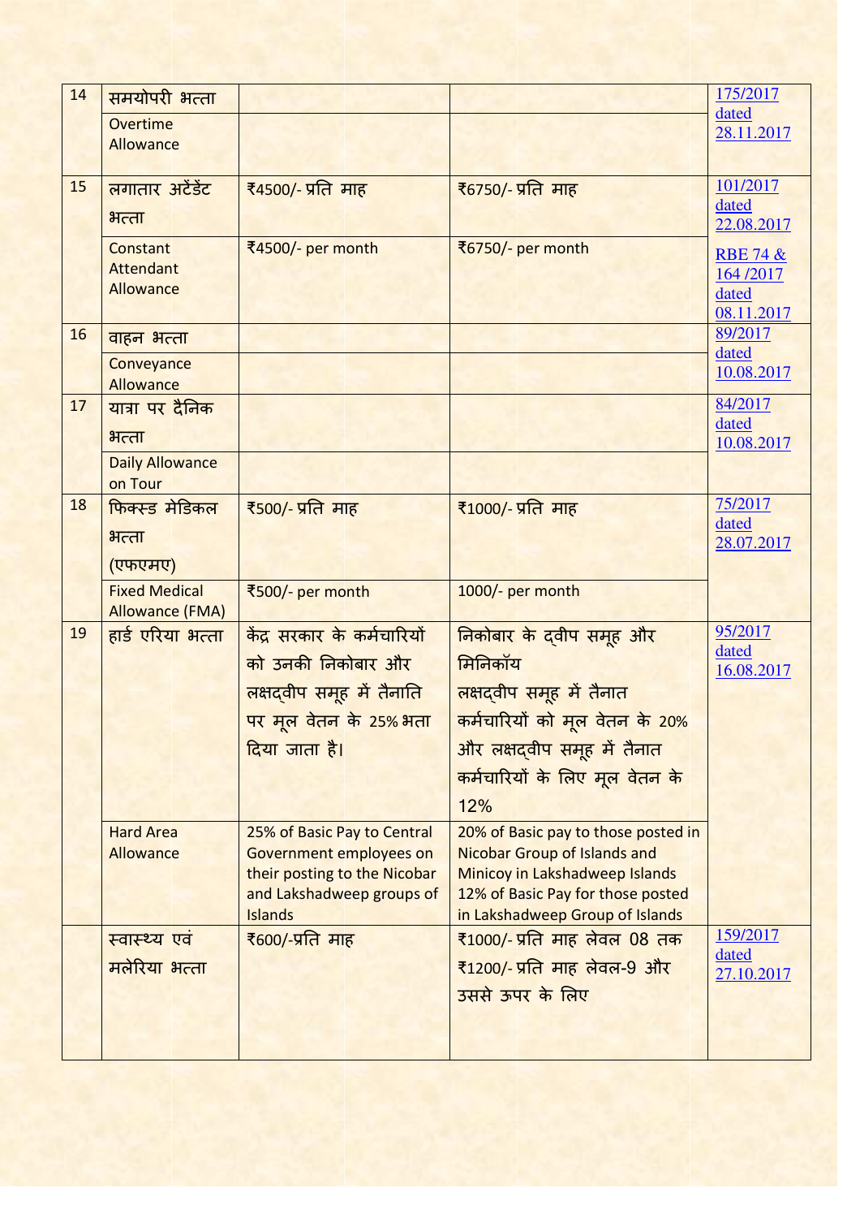| 14 | समयोपरी भत्ता | | | 175/2017 dated 28.11.2017 |
|---|---|---|---|---|
| | Overtime Allowance | | | |
| 15 | लगातार अटेंडेंट भत्ता | ₹4500/- प्रति माह | ₹6750/- प्रति माह | 101/2017 dated 22.08.2017 |
| | Constant Attendant Allowance | ₹4500/- per month | ₹6750/- per month | RBE 74 & 164 /2017 dated 08.11.2017 |
| 16 | वाहन भत्ता | | | 89/2017 dated 10.08.2017 |
| | Conveyance Allowance | | | |
| 17 | यात्रा पर दैनिक भत्ता | | | 84/2017 dated 10.08.2017 |
| | Daily Allowance on Tour | | | |
| 18 | फिक्स्ड मेडिकल भत्ता (एफएमए) | ₹500/- प्रति माह | ₹1000/- प्रति माह | 75/2017 dated 28.07.2017 |
| | Fixed Medical Allowance (FMA) | ₹500/- per month | 1000/- per month | |
| 19 | हार्ड एरिया भत्ता | केंद्र सरकार के कर्मचारियों को उनकी निकोबार और लक्षद्वीप समूह में तैनाति पर मूल वेतन के 25% भता दिया जाता है। | निकोबार के द्वीप समूह और मिनिकॉय लक्षद्वीप समूह में तैनात कर्मचारियों को मूल वेतन के 20% और लक्षद्वीप समूह में तैनात कर्मचारियों के लिए मूल वेतन के 12% | 95/2017 dated 16.08.2017 |
| | Hard Area Allowance | 25% of Basic Pay to Central Government employees on their posting to the Nicobar and Lakshadweep groups of Islands | 20% of Basic pay to those posted in Nicobar Group of Islands and Minicoy in Lakshadweep Islands 12% of Basic Pay for those posted in Lakshadweep Group of Islands | |
| | स्वास्थ्य एवं मलेरिया भत्ता | ₹600/-प्रति माह | ₹1000/- प्रति माह लेवल 08 तक ₹1200/- प्रति माह लेवल-9 और उससे ऊपर के लिए | 159/2017 dated 27.10.2017 |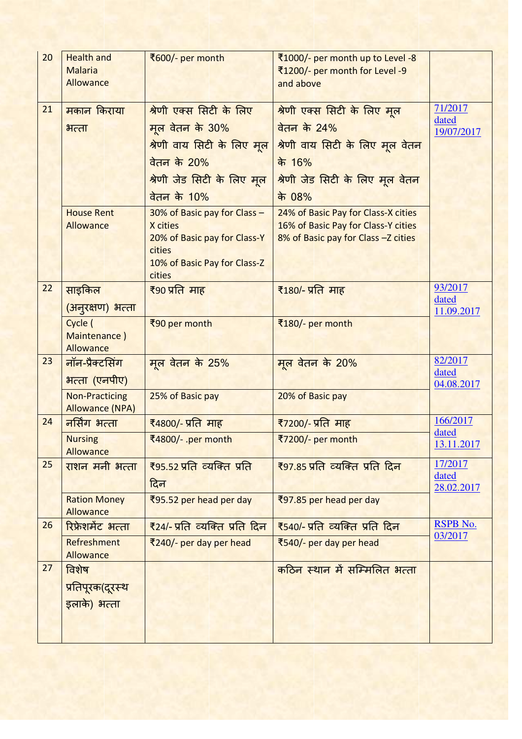| 20 | Health and Malaria Allowance | ₹600/- per month | ₹1000/- per month up to Level -8<br>₹1200/- per month for Level -9 and above | |
|---|---|---|---|---|
| 21 | मकान किराया भत्ता | श्रेणी एक्स सिटी के लिए मूल वेतन के 30%<br>श्रेणी वाय सिटी के लिए मूल वेतन के 20%<br>श्रेणी जेड सिटी के लिए मूल वेतन के 10% | श्रेणी एक्स सिटी के लिए मूल वेतन के 24%<br>श्रेणी वाय सिटी के लिए मूल वेतन के 16%<br>श्रेणी जेड सिटी के लिए मूल वेतन के 08% | 71/2017 dated 19/07/2017 |
| | House Rent Allowance | 30% of Basic pay for Class – X cities<br>20% of Basic pay for Class-Y cities<br>10% of Basic Pay for Class-Z cities | 24% of Basic Pay for Class-X cities<br>16% of Basic Pay for Class-Y cities<br>8% of Basic pay for Class –Z cities | |
| 22 | साइकिल (अनुरक्षण) भत्ता | ₹90 प्रति माह | ₹180/- प्रति माह | 93/2017 dated 11.09.2017 |
| | Cycle ( Maintenance ) Allowance | ₹90 per month | ₹180/- per month | |
| 23 | नॉन-प्रैक्टसिंग भत्ता (एनपीए) | मूल वेतन के 25% | मूल वेतन के 20% | 82/2017 dated 04.08.2017 |
| | Non-Practicing Allowance (NPA) | 25% of Basic pay | 20% of Basic pay | |
| 24 | नर्सिंग भत्ता | ₹4800/- प्रति माह | ₹7200/- प्रति माह | 166/2017 dated 13.11.2017 |
| | Nursing Allowance | ₹4800/- .per month | ₹7200/- per month | |
| 25 | राशन मनी भत्ता | ₹95.52 प्रति व्यक्ति प्रति दिन | ₹97.85 प्रति व्यक्ति प्रति दिन | 17/2017 dated 28.02.2017 |
| | Ration Money Allowance | ₹95.52 per head per day | ₹97.85 per head per day | |
| 26 | रिफ्रेशमेंट भत्ता | ₹24/- प्रति व्यक्ति प्रति दिन | ₹540/- प्रति व्यक्ति प्रति दिन | RSPB No. 03/2017 |
| | Refreshment Allowance | ₹240/- per day per head | ₹540/- per day per head | |
| 27 | विशेष प्रतिपूरक(दूरस्थ इलाके) भत्ता | | कठिन स्थान में सम्मिलित भत्ता | |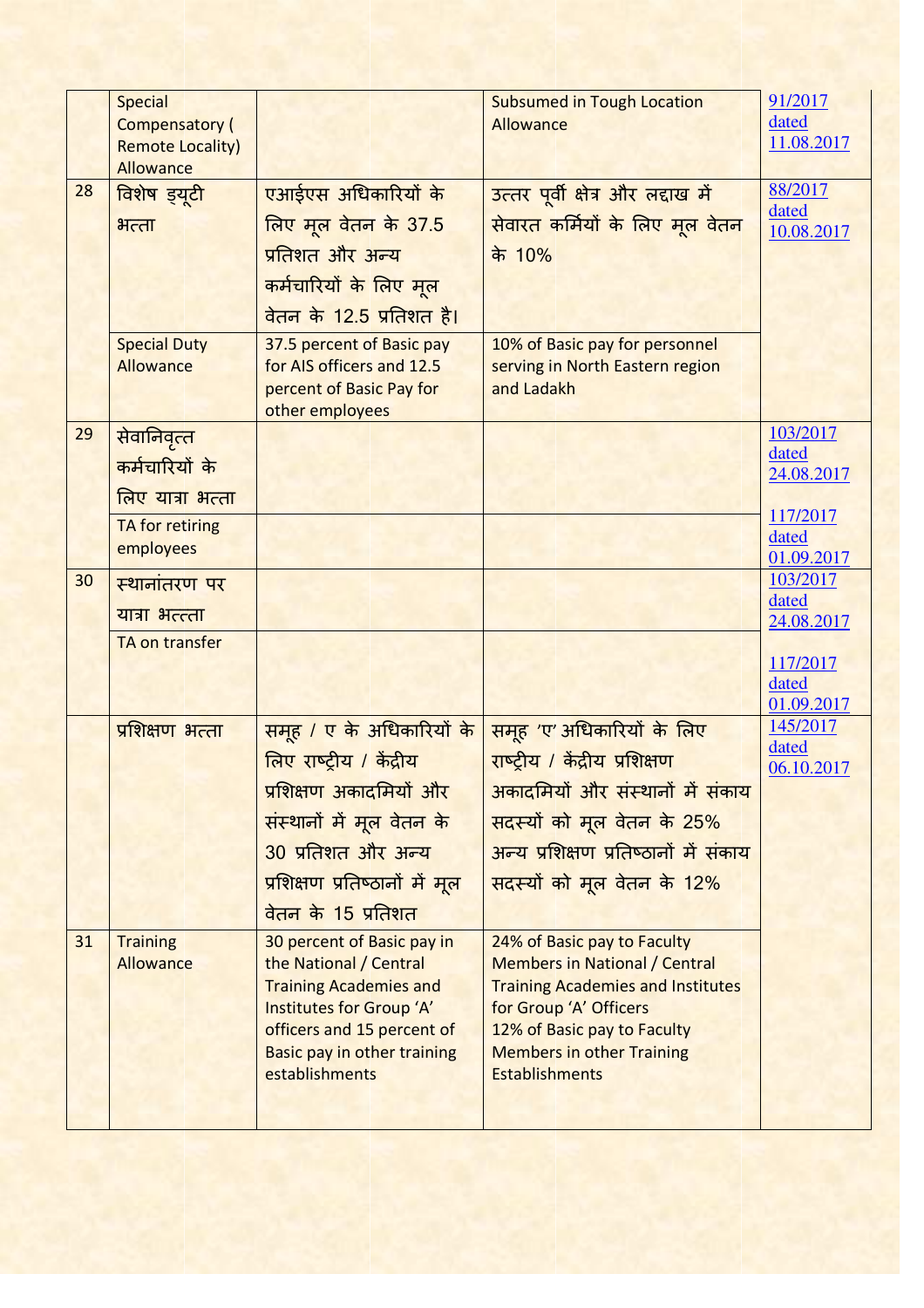| | Special Compensatory ( Remote Locality) Allowance | | Subsumed in Tough Location Allowance | 91/2017 dated 11.08.2017 |
|---|---|---|---|---|
| 28 | विशेष ड्यूटी भत्ता | एआईएस अधिकारियों के लिए मूल वेतन के 37.5 प्रतिशत और अन्य कर्मचारियों के लिए मूल वेतन के 12.5 प्रतिशत है। | उत्तर पूर्वी क्षेत्र और लद्दाख में सेवारत कर्मियों के लिए मूल वेतन के 10% | 88/2017 dated 10.08.2017 |
| | Special Duty Allowance | 37.5 percent of Basic pay for AIS officers and 12.5 percent of Basic Pay for other employees | 10% of Basic pay for personnel serving in North Eastern region and Ladakh | |
| 29 | सेवानिवृत्त कर्मचारियों के लिए यात्रा भत्ता | | | 103/2017 dated 24.08.2017 |
| | TA for retiring employees | | | 117/2017 dated 01.09.2017 |
| 30 | स्थानांतरण पर यात्रा भत्ता | | | 103/2017 dated 24.08.2017 |
| | TA on transfer | | | 117/2017 dated 01.09.2017 |
| | प्रशिक्षण भत्ता | समूह / ए के अधिकारियों के लिए राष्ट्रीय / केंद्रीय प्रशिक्षण अकादमियों और संस्थानों में मूल वेतन के 30 प्रतिशत और अन्य प्रशिक्षण प्रतिष्ठानों में मूल वेतन के 15 प्रतिशत | समूह 'ए' अधिकारियों के लिए राष्ट्रीय / केंद्रीय प्रशिक्षण अकादमियों और संस्थानों में संकाय सदस्यों को मूल वेतन के 25% अन्य प्रशिक्षण प्रतिष्ठानों में संकाय सदस्यों को मूल वेतन के 12% | 145/2017 dated 06.10.2017 |
| 31 | Training Allowance | 30 percent of Basic pay in the National / Central Training Academies and Institutes for Group 'A' officers and 15 percent of Basic pay in other training establishments | 24% of Basic pay to Faculty Members in National / Central Training Academies and Institutes for Group 'A' Officers<br>12% of Basic pay to Faculty Members in other Training Establishments | |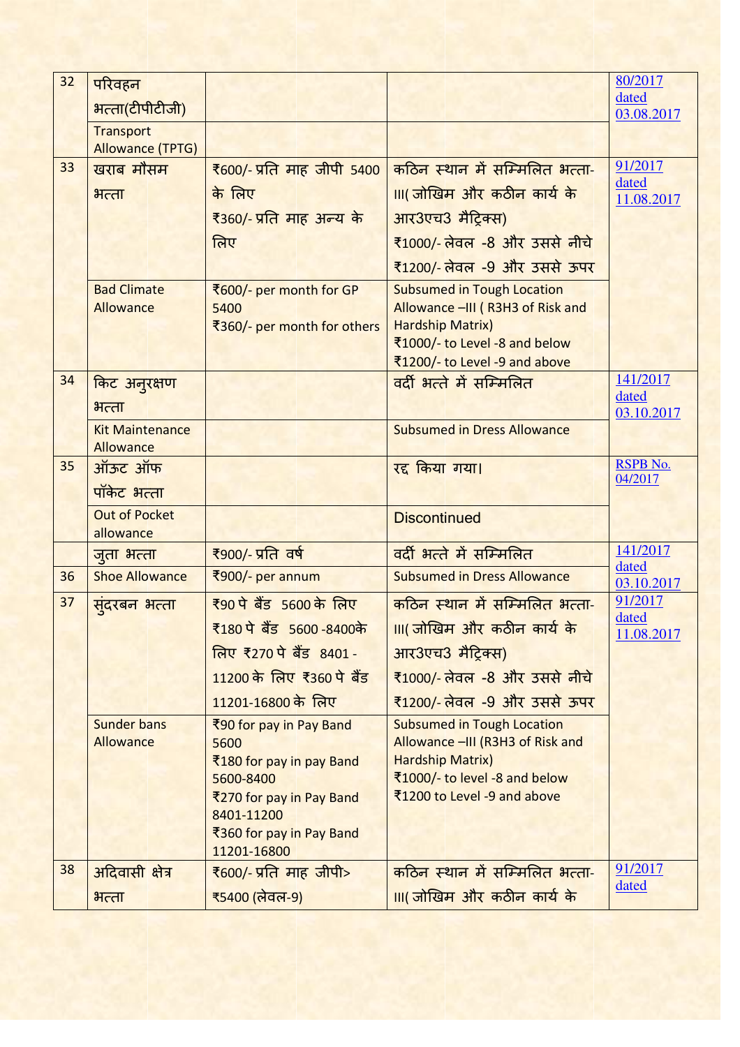| 32 | परिवहन भत्ता(टीपीटीजी) | | | 80/2017 dated 03.08.2017 |
|---|---|---|---|---|
| | Transport Allowance (TPTG) | | | |
| 33 | खराब मौसम भत्ता | ₹600/- प्रति माह जीपी 5400 के लिए ₹360/- प्रति माह अन्य के लिए | कठिन स्थान में सम्मिलित भत्ता-III( जोखिम और कठीन कार्य के आर3एच3 मैट्रिक्स) ₹1000/- लेवल -8 और उससे नीचे ₹1200/- लेवल -9 और उससे ऊपर | 91/2017 dated 11.08.2017 |
| | Bad Climate Allowance | ₹600/- per month for GP 5400 ₹360/- per month for others | Subsumed in Tough Location Allowance –III ( R3H3 of Risk and Hardship Matrix) ₹1000/- to Level -8 and below ₹1200/- to Level -9 and above | |
| 34 | किट अनुरक्षण भत्ता | | वर्दी भत्ते में सम्मिलित | 141/2017 dated 03.10.2017 |
| | Kit Maintenance Allowance | | Subsumed in Dress Allowance | |
| 35 | ऑऊट ऑफ पॉकेट भत्ता | | रद्द किया गया। | RSPB No. 04/2017 |
| | Out of Pocket allowance | | Discontinued | |
| | जुता भत्ता | ₹900/- प्रति वर्ष | वर्दी भत्ते में सम्मिलित | 141/2017 dated 03.10.2017 |
| 36 | Shoe Allowance | ₹900/- per annum | Subsumed in Dress Allowance | |
| 37 | सुंदरबन भत्ता | ₹90 पे बैंड 5600 के लिए ₹180 पे बैंड 5600 -8400के लिए ₹270 पे बैंड 8401 - 11200 के लिए ₹360 पे बैंड 11201-16800 के लिए | कठिन स्थान में सम्मिलित भत्ता-III( जोखिम और कठीन कार्य के आर3एच3 मैट्रिक्स) ₹1000/- लेवल -8 और उससे नीचे ₹1200/- लेवल -9 और उससे ऊपर | 91/2017 dated 11.08.2017 |
| | Sunder bans Allowance | ₹90 for pay in Pay Band 5600 ₹180 for pay in pay Band 5600-8400 ₹270 for pay in Pay Band 8401-11200 ₹360 for pay in Pay Band 11201-16800 | Subsumed in Tough Location Allowance –III (R3H3 of Risk and Hardship Matrix) ₹1000/- to level -8 and below ₹1200 to Level -9 and above | |
| 38 | अदिवासी क्षेत्र भत्ता | ₹600/- प्रति माह जीपी> ₹5400 (लेवल-9) | कठिन स्थान में सम्मिलित भत्ता-III( जोखिम और कठीन कार्य के | 91/2017 dated |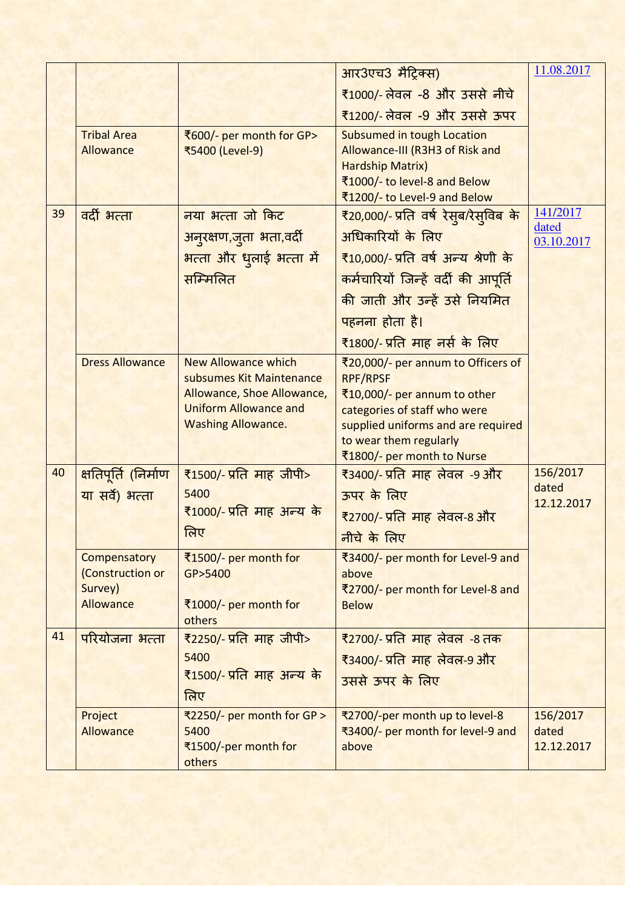| | | | | |
|---|---|---|---|---|
| | | | आर3एच3 मैट्रिक्स)<br>₹1000/- लेवल -8 और उससे नीचे<br>₹1200/- लेवल -9 और उससे ऊपर | 11.08.2017 |
| | Tribal Area Allowance | ₹600/- per month for GP> ₹5400 (Level-9) | Subsumed in tough Location Allowance-III (R3H3 of Risk and Hardship Matrix)<br>₹1000/- to level-8 and Below<br>₹1200/- to Level-9 and Below | |
| 39 | वर्दी भत्ता | नया भत्ता जो किट अनुरक्षण,जुता भता,वर्दी भत्ता और धुलाई भत्ता में सम्मिलित | ₹20,000/- प्रति वर्ष रेसुब/रेसुविब के अधिकारियों के लिए<br>₹10,000/- प्रति वर्ष अन्य श्रेणी के कर्मचारियों जिन्हें वर्दी की आपूर्ति की जाती और उन्हें उसे नियमित पहनना होता है।<br>₹1800/- प्रति माह नर्स के लिए | 141/2017 dated 03.10.2017 |
| | Dress Allowance | New Allowance which subsumes Kit Maintenance Allowance, Shoe Allowance, Uniform Allowance and Washing Allowance. | ₹20,000/- per annum to Officers of RPF/RPSF<br>₹10,000/- per annum to other categories of staff who were supplied uniforms and are required to wear them regularly<br>₹1800/- per month to Nurse | |
| 40 | क्षतिपूर्ति (निर्माण या सर्वे) भत्ता | ₹1500/- प्रति माह जीपी> 5400<br>₹1000/- प्रति माह अन्य के लिए | ₹3400/- प्रति माह लेवल -9 और ऊपर के लिए<br>₹2700/- प्रति माह लेवल-8 और नीचे के लिए | 156/2017 dated 12.12.2017 |
| | Compensatory (Construction or Survey) Allowance | ₹1500/- per month for GP>5400<br>₹1000/- per month for others | ₹3400/- per month for Level-9 and above<br>₹2700/- per month for Level-8 and Below | |
| 41 | परियोजना भत्ता | ₹2250/- प्रति माह जीपी> 5400<br>₹1500/- प्रति माह अन्य के लिए | ₹2700/- प्रति माह लेवल -8 तक<br>₹3400/- प्रति माह लेवल-9 और उससे ऊपर के लिए | |
| | Project Allowance | ₹2250/- per month for GP > 5400<br>₹1500/-per month for others | ₹2700/-per month up to level-8<br>₹3400/- per month for level-9 and above | 156/2017 dated 12.12.2017 |